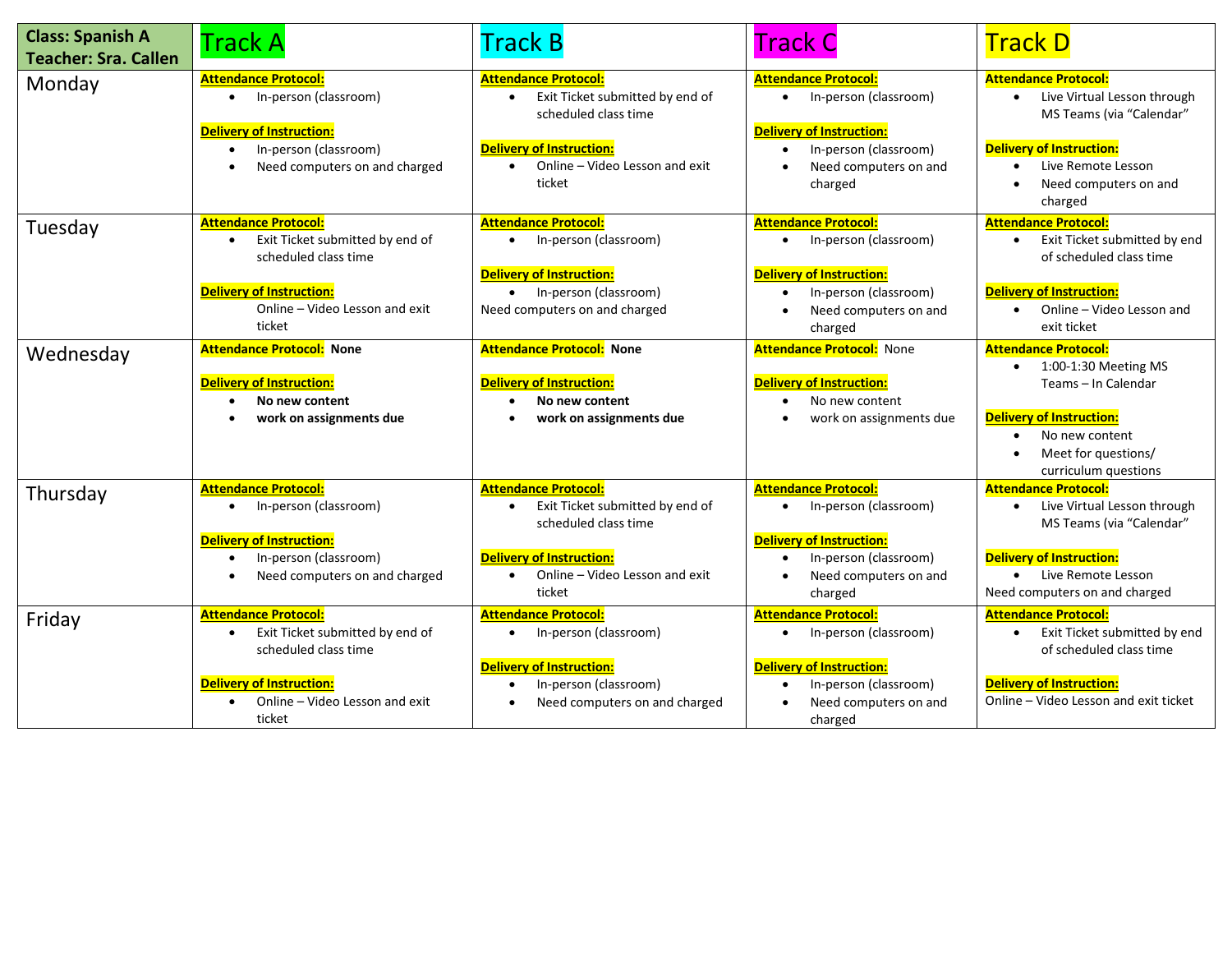| Class: Spanish A<br>Teacher: Sra. Callen | Track A | Track B | Track C | Track D |
|---|---|---|---|---|
| Monday | **Attendance Protocol:**<br>• In-person (classroom)<br><br>**Delivery of Instruction:**<br>• In-person (classroom)<br>• Need computers on and charged | **Attendance Protocol:**<br>• Exit Ticket submitted by end of scheduled class time<br><br>**Delivery of Instruction:**<br>• Online – Video Lesson and exit ticket | **Attendance Protocol:**<br>• In-person (classroom)<br><br>**Delivery of Instruction:**<br>• In-person (classroom)<br>• Need computers on and charged | **Attendance Protocol:**<br>• Live Virtual Lesson through MS Teams (via "Calendar"<br><br>**Delivery of Instruction:**<br>• Live Remote Lesson<br>• Need computers on and charged |
| Tuesday | **Attendance Protocol:**<br>• Exit Ticket submitted by end of scheduled class time<br><br>**Delivery of Instruction:**<br>Online – Video Lesson and exit ticket | **Attendance Protocol:**<br>• In-person (classroom)<br><br>**Delivery of Instruction:**<br>• In-person (classroom)<br>Need computers on and charged | **Attendance Protocol:**<br>• In-person (classroom)<br><br>**Delivery of Instruction:**<br>• In-person (classroom)<br>• Need computers on and charged | **Attendance Protocol:**<br>• Exit Ticket submitted by end of scheduled class time<br><br>**Delivery of Instruction:**<br>• Online – Video Lesson and exit ticket |
| Wednesday | **Attendance Protocol:** **None**<br><br>**Delivery of Instruction:**<br>• **No new content**<br>• **work on assignments due** | **Attendance Protocol:** **None**<br><br>**Delivery of Instruction:**<br>• **No new content**<br>• **work on assignments due** | **Attendance Protocol:** None<br><br>**Delivery of Instruction:**<br>• No new content<br>• work on assignments due | **Attendance Protocol:**<br>• 1:00-1:30 Meeting MS Teams – In Calendar<br><br>**Delivery of Instruction:**<br>• No new content<br>• Meet for questions/ curriculum questions |
| Thursday | **Attendance Protocol:**<br>• In-person (classroom)<br><br>**Delivery of Instruction:**<br>• In-person (classroom)<br>• Need computers on and charged | **Attendance Protocol:**<br>• Exit Ticket submitted by end of scheduled class time<br><br>**Delivery of Instruction:**<br>• Online – Video Lesson and exit ticket | **Attendance Protocol:**<br>• In-person (classroom)<br><br>**Delivery of Instruction:**<br>• In-person (classroom)<br>• Need computers on and charged | **Attendance Protocol:**<br>• Live Virtual Lesson through MS Teams (via "Calendar"<br><br>**Delivery of Instruction:**<br>• Live Remote Lesson<br>Need computers on and charged |
| Friday | **Attendance Protocol:**<br>• Exit Ticket submitted by end of scheduled class time<br><br>**Delivery of Instruction:**<br>• Online – Video Lesson and exit ticket | **Attendance Protocol:**<br>• In-person (classroom)<br><br>**Delivery of Instruction:**<br>• In-person (classroom)<br>• Need computers on and charged | **Attendance Protocol:**<br>• In-person (classroom)<br><br>**Delivery of Instruction:**<br>• In-person (classroom)<br>• Need computers on and charged | **Attendance Protocol:**<br>• Exit Ticket submitted by end of scheduled class time<br><br>**Delivery of Instruction:**<br>Online – Video Lesson and exit ticket |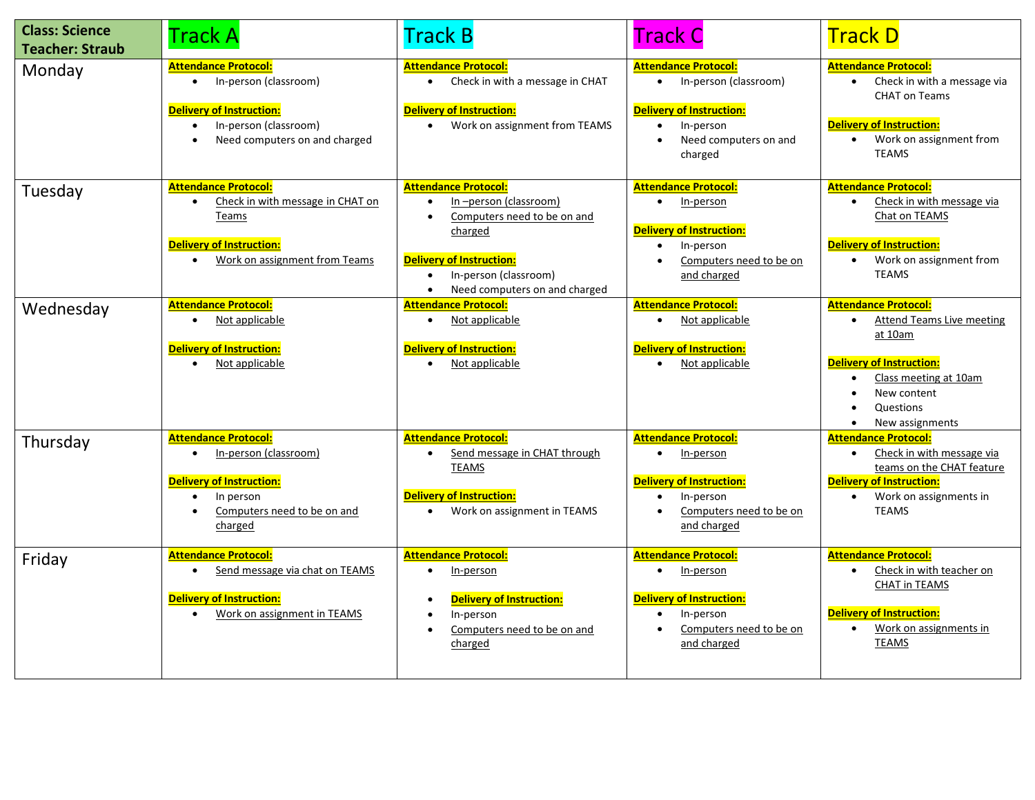| Class: Science<br>Teacher: Straub | Track A | Track B | Track C | Track D |
| --- | --- | --- | --- | --- |
| Monday | **Attendance Protocol:**<br>• In-person (classroom)<br><br>**Delivery of Instruction:**<br>• In-person (classroom)<br>• Need computers on and charged | **Attendance Protocol:**<br>• Check in with a message in CHAT<br><br>**Delivery of Instruction:**<br>• Work on assignment from TEAMS | **Attendance Protocol:**<br>• In-person (classroom)<br><br>**Delivery of Instruction:**<br>• In-person<br>• Need computers on and charged | **Attendance Protocol:**<br>• Check in with a message via CHAT on Teams<br><br>**Delivery of Instruction:**<br>• Work on assignment from TEAMS |
| Tuesday | **Attendance Protocol:**<br>• Check in with message in CHAT on Teams<br><br>**Delivery of Instruction:**<br>• Work on assignment from Teams | **Attendance Protocol:**<br>• In –person (classroom)<br>• Computers need to be on and charged<br><br>**Delivery of Instruction:**<br>• In-person (classroom)<br>• Need computers on and charged | **Attendance Protocol:**<br>• In-person<br><br>**Delivery of Instruction:**<br>• In-person<br>• Computers need to be on and charged | **Attendance Protocol:**<br>• Check in with message via Chat on TEAMS<br><br>**Delivery of Instruction:**<br>• Work on assignment from TEAMS |
| Wednesday | **Attendance Protocol:**<br>• Not applicable<br><br>**Delivery of Instruction:**<br>• Not applicable | **Attendance Protocol:**<br>• Not applicable<br><br>**Delivery of Instruction:**<br>• Not applicable | **Attendance Protocol:**<br>• Not applicable<br><br>**Delivery of Instruction:**<br>• Not applicable | **Attendance Protocol:**<br>• Attend Teams Live meeting at 10am<br><br>**Delivery of Instruction:**<br>• Class meeting at 10am<br>• New content<br>• Questions<br>• New assignments |
| Thursday | **Attendance Protocol:**<br>• In-person (classroom)<br><br>**Delivery of Instruction:**<br>• In person<br>• Computers need to be on and charged | **Attendance Protocol:**<br>• Send message in CHAT through TEAMS<br><br>**Delivery of Instruction:**<br>• Work on assignment in TEAMS | **Attendance Protocol:**<br>• In-person<br><br>**Delivery of Instruction:**<br>• In-person<br>• Computers need to be on and charged | **Attendance Protocol:**<br>• Check in with message via teams on the CHAT feature<br>**Delivery of Instruction:**<br>• Work on assignments in TEAMS |
| Friday | **Attendance Protocol:**<br>• Send message via chat on TEAMS<br><br>**Delivery of Instruction:**<br>• Work on assignment in TEAMS | **Attendance Protocol:**<br>• In-person<br><br>• **Delivery of Instruction:**<br>• In-person<br>• Computers need to be on and charged | **Attendance Protocol:**<br>• In-person<br><br>**Delivery of Instruction:**<br>• In-person<br>• Computers need to be on and charged | **Attendance Protocol:**<br>• Check in with teacher on CHAT in TEAMS<br><br>**Delivery of Instruction:**<br>• Work on assignments in TEAMS |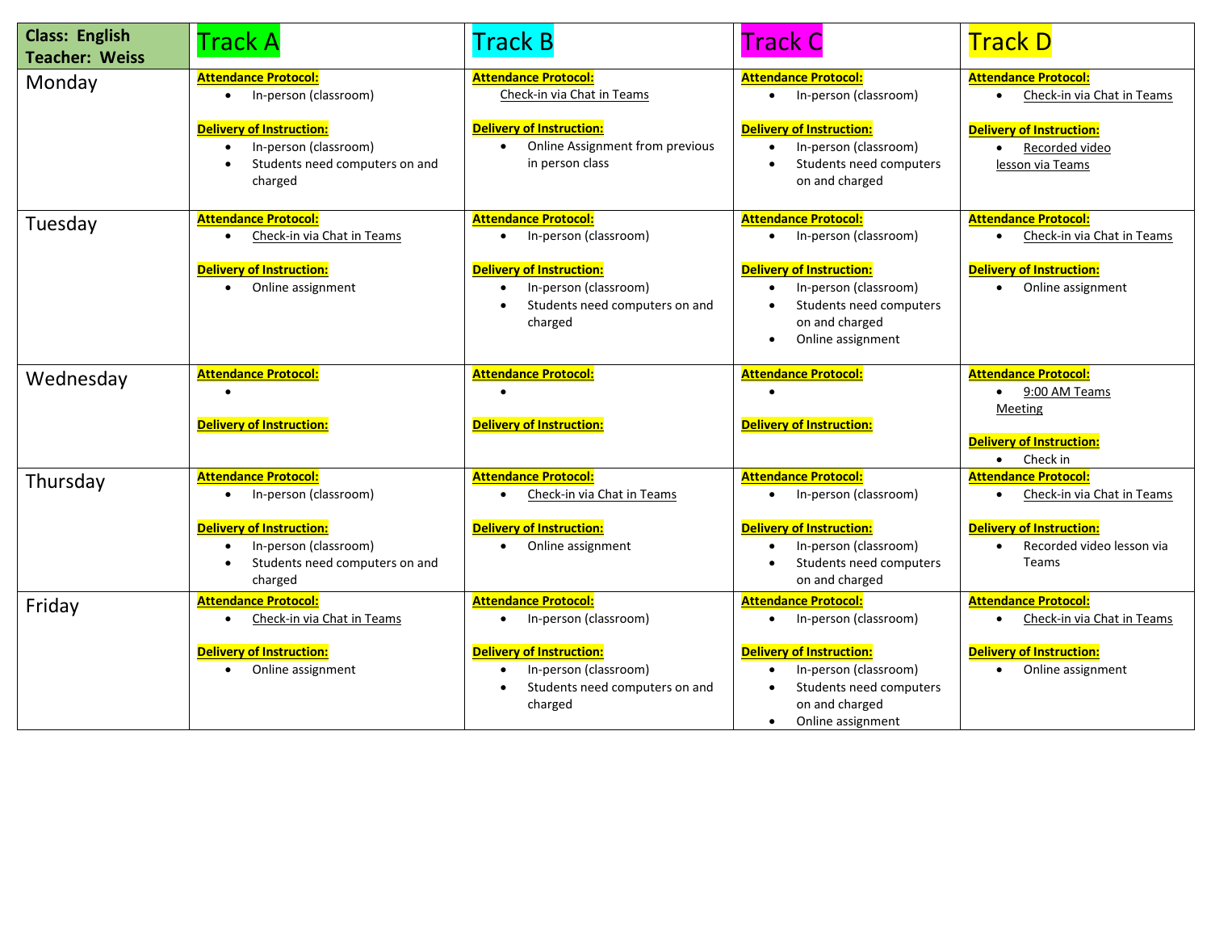| Class: English<br>Teacher: Weiss | Track A | Track B | Track C | Track D |
|---|---|---|---|---|
| Monday | **Attendance Protocol:**<br>• In-person (classroom)<br><br>**Delivery of Instruction:**<br>• In-person (classroom)<br>• Students need computers on and charged | **Attendance Protocol:**<br>Check-in via Chat in Teams<br><br>**Delivery of Instruction:**<br>• Online Assignment from previous in person class | **Attendance Protocol:**<br>• In-person (classroom)<br><br>**Delivery of Instruction:**<br>• In-person (classroom)<br>• Students need computers on and charged | **Attendance Protocol:**<br>• Check-in via Chat in Teams<br><br>**Delivery of Instruction:**<br>• Recorded video lesson via Teams |
| Tuesday | **Attendance Protocol:**<br>• Check-in via Chat in Teams<br><br>**Delivery of Instruction:**<br>• Online assignment | **Attendance Protocol:**<br>• In-person (classroom)<br><br>**Delivery of Instruction:**<br>• In-person (classroom)<br>• Students need computers on and charged | **Attendance Protocol:**<br>• In-person (classroom)<br><br>**Delivery of Instruction:**<br>• In-person (classroom)<br>• Students need computers on and charged<br>• Online assignment | **Attendance Protocol:**<br>• Check-in via Chat in Teams<br><br>**Delivery of Instruction:**<br>• Online assignment |
| Wednesday | **Attendance Protocol:**<br>•<br><br>**Delivery of Instruction:** | **Attendance Protocol:**<br>•<br><br>**Delivery of Instruction:** | **Attendance Protocol:**<br>•<br><br>**Delivery of Instruction:** | **Attendance Protocol:**<br>• 9:00 AM Teams Meeting<br><br>**Delivery of Instruction:**<br>• Check in |
| Thursday | **Attendance Protocol:**<br>• In-person (classroom)<br><br>**Delivery of Instruction:**<br>• In-person (classroom)<br>• Students need computers on and charged | **Attendance Protocol:**<br>• Check-in via Chat in Teams<br><br>**Delivery of Instruction:**<br>• Online assignment | **Attendance Protocol:**<br>• In-person (classroom)<br><br>**Delivery of Instruction:**<br>• In-person (classroom)<br>• Students need computers on and charged | **Attendance Protocol:**<br>• Check-in via Chat in Teams<br><br>**Delivery of Instruction:**<br>• Recorded video lesson via Teams |
| Friday | **Attendance Protocol:**<br>• Check-in via Chat in Teams<br><br>**Delivery of Instruction:**<br>• Online assignment | **Attendance Protocol:**<br>• In-person (classroom)<br><br>**Delivery of Instruction:**<br>• In-person (classroom)<br>• Students need computers on and charged | **Attendance Protocol:**<br>• In-person (classroom)<br><br>**Delivery of Instruction:**<br>• In-person (classroom)<br>• Students need computers on and charged<br>• Online assignment | **Attendance Protocol:**<br>• Check-in via Chat in Teams<br><br>**Delivery of Instruction:**<br>• Online assignment |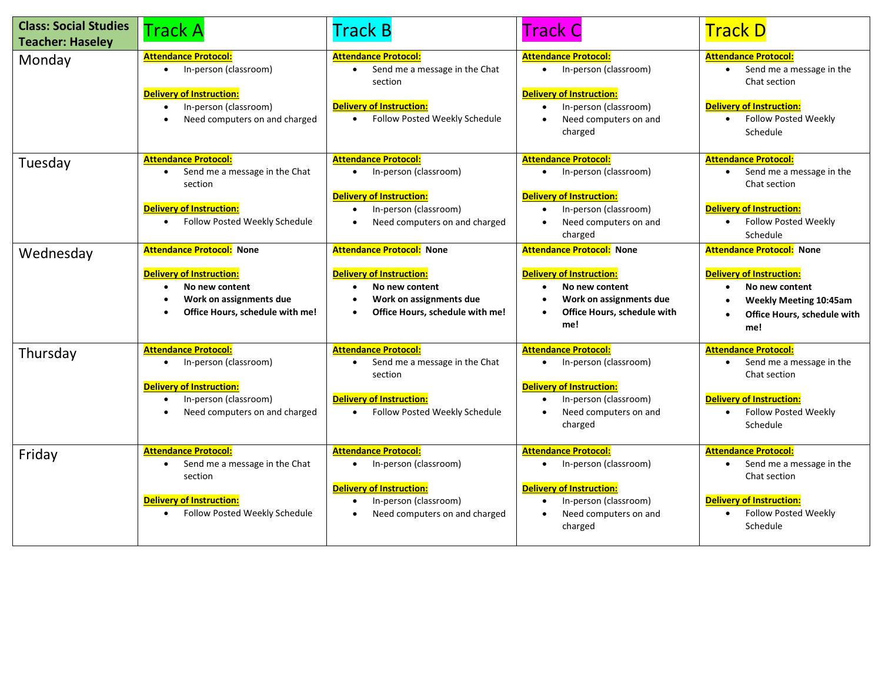| Class: Social Studies<br>Teacher: Haseley | Track A | Track B | Track C | Track D |
|---|---|---|---|---|
| Monday | **Attendance Protocol:**<br>• In-person (classroom)<br><br>**Delivery of Instruction:**<br>• In-person (classroom)<br>• Need computers on and charged | **Attendance Protocol:**<br>• Send me a message in the Chat section<br><br>**Delivery of Instruction:**<br>• Follow Posted Weekly Schedule | **Attendance Protocol:**<br>• In-person (classroom)<br><br>**Delivery of Instruction:**<br>• In-person (classroom)<br>• Need computers on and charged | **Attendance Protocol:**<br>• Send me a message in the Chat section<br><br>**Delivery of Instruction:**<br>• Follow Posted Weekly Schedule |
| Tuesday | **Attendance Protocol:**<br>• Send me a message in the Chat section<br><br>**Delivery of Instruction:**<br>• Follow Posted Weekly Schedule | **Attendance Protocol:**<br>• In-person (classroom)<br><br>**Delivery of Instruction:**<br>• In-person (classroom)<br>• Need computers on and charged | **Attendance Protocol:**<br>• In-person (classroom)<br><br>**Delivery of Instruction:**<br>• In-person (classroom)<br>• Need computers on and charged | **Attendance Protocol:**<br>• Send me a message in the Chat section<br><br>**Delivery of Instruction:**<br>• Follow Posted Weekly Schedule |
| Wednesday | **Attendance Protocol:** **None**<br><br>**Delivery of Instruction:**<br>• **No new content**<br>• **Work on assignments due**<br>• **Office Hours, schedule with me!** | **Attendance Protocol:** **None**<br><br>**Delivery of Instruction:**<br>• **No new content**<br>• **Work on assignments due**<br>• **Office Hours, schedule with me!** | **Attendance Protocol:** **None**<br><br>**Delivery of Instruction:**<br>• **No new content**<br>• **Work on assignments due**<br>• **Office Hours, schedule with me!** | **Attendance Protocol:** **None**<br><br>**Delivery of Instruction:**<br>• **No new content**<br>• **Weekly Meeting 10:45am**<br>• **Office Hours, schedule with me!** |
| Thursday | **Attendance Protocol:**<br>• In-person (classroom)<br><br>**Delivery of Instruction:**<br>• In-person (classroom)<br>• Need computers on and charged | **Attendance Protocol:**<br>• Send me a message in the Chat section<br><br>**Delivery of Instruction:**<br>• Follow Posted Weekly Schedule | **Attendance Protocol:**<br>• In-person (classroom)<br><br>**Delivery of Instruction:**<br>• In-person (classroom)<br>• Need computers on and charged | **Attendance Protocol:**<br>• Send me a message in the Chat section<br><br>**Delivery of Instruction:**<br>• Follow Posted Weekly Schedule |
| Friday | **Attendance Protocol:**<br>• Send me a message in the Chat section<br><br>**Delivery of Instruction:**<br>• Follow Posted Weekly Schedule | **Attendance Protocol:**<br>• In-person (classroom)<br><br>**Delivery of Instruction:**<br>• In-person (classroom)<br>• Need computers on and charged | **Attendance Protocol:**<br>• In-person (classroom)<br><br>**Delivery of Instruction:**<br>• In-person (classroom)<br>• Need computers on and charged | **Attendance Protocol:**<br>• Send me a message in the Chat section<br><br>**Delivery of Instruction:**<br>• Follow Posted Weekly Schedule |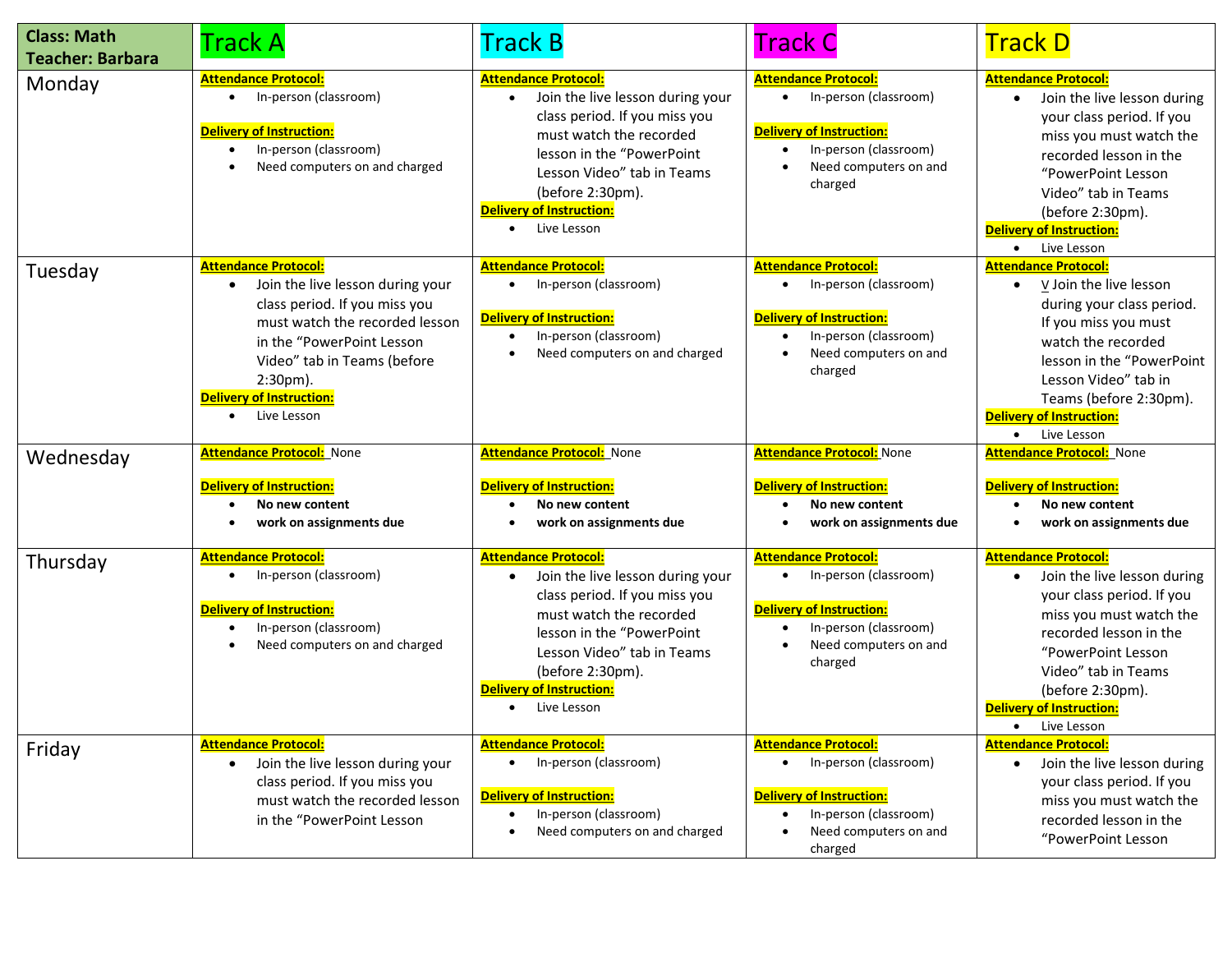| Class: Math<br>Teacher: Barbara | Track A | Track B | Track C | Track D |
|---|---|---|---|---|
| Monday | **Attendance Protocol:**<br>• In-person (classroom)<br><br>**Delivery of Instruction:**<br>• In-person (classroom)<br>• Need computers on and charged | **Attendance Protocol:**<br>• Join the live lesson during your class period. If you miss you must watch the recorded lesson in the "PowerPoint Lesson Video" tab in Teams (before 2:30pm).<br>**Delivery of Instruction:**<br>• Live Lesson | **Attendance Protocol:**<br>• In-person (classroom)<br><br>**Delivery of Instruction:**<br>• In-person (classroom)<br>• Need computers on and charged | **Attendance Protocol:**<br>• Join the live lesson during your class period. If you miss you must watch the recorded lesson in the "PowerPoint Lesson Video" tab in Teams (before 2:30pm).<br>**Delivery of Instruction:**<br>• Live Lesson |
| Tuesday | **Attendance Protocol:**<br>• Join the live lesson during your class period. If you miss you must watch the recorded lesson in the "PowerPoint Lesson Video" tab in Teams (before 2:30pm).<br>**Delivery of Instruction:**<br>• Live Lesson | **Attendance Protocol:**<br>• In-person (classroom)<br><br>**Delivery of Instruction:**<br>• In-person (classroom)<br>• Need computers on and charged | **Attendance Protocol:**<br>• In-person (classroom)<br><br>**Delivery of Instruction:**<br>• In-person (classroom)<br>• Need computers on and charged | **Attendance Protocol:**<br>• V Join the live lesson during your class period. If you miss you must watch the recorded lesson in the "PowerPoint Lesson Video" tab in Teams (before 2:30pm).<br>**Delivery of Instruction:**<br>• Live Lesson |
| Wednesday | **Attendance Protocol:** None<br><br>**Delivery of Instruction:**<br>• **No new content**<br>• **work on assignments due** | **Attendance Protocol:** None<br><br>**Delivery of Instruction:**<br>• **No new content**<br>• **work on assignments due** | **Attendance Protocol:** None<br><br>**Delivery of Instruction:**<br>• **No new content**<br>• **work on assignments due** | **Attendance Protocol:** None<br><br>**Delivery of Instruction:**<br>• **No new content**<br>• **work on assignments due** |
| Thursday | **Attendance Protocol:**<br>• In-person (classroom)<br><br>**Delivery of Instruction:**<br>• In-person (classroom)<br>• Need computers on and charged | **Attendance Protocol:**<br>• Join the live lesson during your class period. If you miss you must watch the recorded lesson in the "PowerPoint Lesson Video" tab in Teams (before 2:30pm).<br>**Delivery of Instruction:**<br>• Live Lesson | **Attendance Protocol:**<br>• In-person (classroom)<br><br>**Delivery of Instruction:**<br>• In-person (classroom)<br>• Need computers on and charged | **Attendance Protocol:**<br>• Join the live lesson during your class period. If you miss you must watch the recorded lesson in the "PowerPoint Lesson Video" tab in Teams (before 2:30pm).<br>**Delivery of Instruction:**<br>• Live Lesson |
| Friday | **Attendance Protocol:**<br>• Join the live lesson during your class period. If you miss you must watch the recorded lesson in the "PowerPoint Lesson | **Attendance Protocol:**<br>• In-person (classroom)<br><br>**Delivery of Instruction:**<br>• In-person (classroom)<br>• Need computers on and charged | **Attendance Protocol:**<br>• In-person (classroom)<br><br>**Delivery of Instruction:**<br>• In-person (classroom)<br>• Need computers on and charged | **Attendance Protocol:**<br>• Join the live lesson during your class period. If you miss you must watch the recorded lesson in the "PowerPoint Lesson |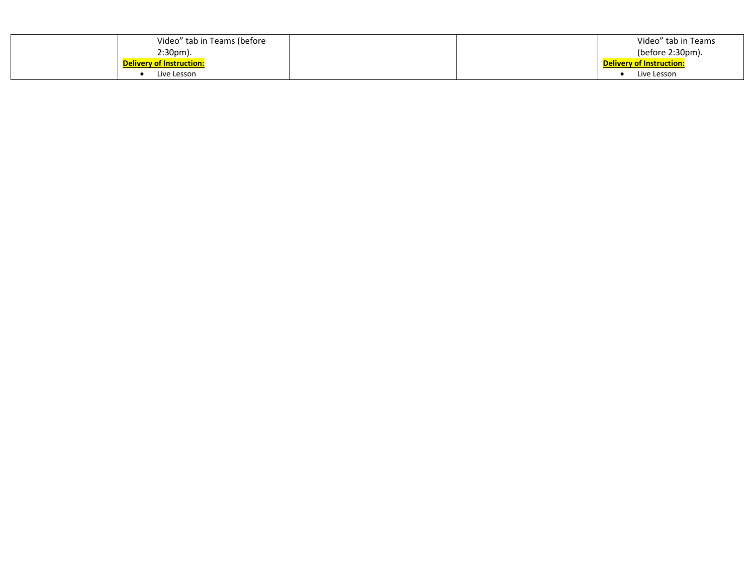| | | | | |
|---|---|---|---|---|
| | Video" tab in Teams (before 2:30pm).<br>**Delivery of Instruction:**<br>• Live Lesson | | | Video" tab in Teams (before 2:30pm).<br>**Delivery of Instruction:**<br>• Live Lesson |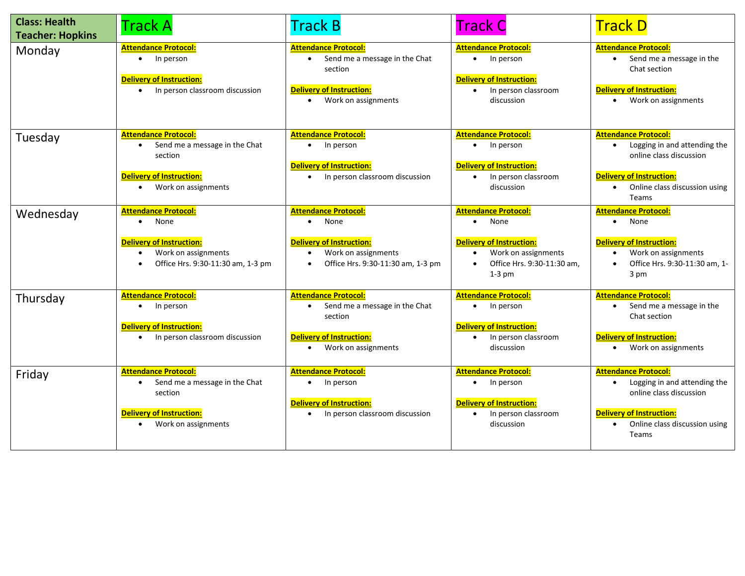| Class: Health<br>Teacher: Hopkins | Track A | Track B | Track C | Track D |
|---|---|---|---|---|
| Monday | **Attendance Protocol:**<br>• In person<br><br>**Delivery of Instruction:**<br>• In person classroom discussion | **Attendance Protocol:**<br>• Send me a message in the Chat section<br><br>**Delivery of Instruction:**<br>• Work on assignments | **Attendance Protocol:**<br>• In person<br><br>**Delivery of Instruction:**<br>• In person classroom discussion | **Attendance Protocol:**<br>• Send me a message in the Chat section<br><br>**Delivery of Instruction:**<br>• Work on assignments |
| Tuesday | **Attendance Protocol:**<br>• Send me a message in the Chat section<br><br>**Delivery of Instruction:**<br>• Work on assignments | **Attendance Protocol:**<br>• In person<br><br>**Delivery of Instruction:**<br>• In person classroom discussion | **Attendance Protocol:**<br>• In person<br><br>**Delivery of Instruction:**<br>• In person classroom discussion | **Attendance Protocol:**<br>• Logging in and attending the online class discussion<br><br>**Delivery of Instruction:**<br>• Online class discussion using Teams |
| Wednesday | **Attendance Protocol:**<br>• None<br><br>**Delivery of Instruction:**<br>• Work on assignments<br>• Office Hrs. 9:30-11:30 am, 1-3 pm | **Attendance Protocol:**<br>• None<br><br>**Delivery of Instruction:**<br>• Work on assignments<br>• Office Hrs. 9:30-11:30 am, 1-3 pm | **Attendance Protocol:**<br>• None<br><br>**Delivery of Instruction:**<br>• Work on assignments<br>• Office Hrs. 9:30-11:30 am, 1-3 pm | **Attendance Protocol:**<br>• None<br><br>**Delivery of Instruction:**<br>• Work on assignments<br>• Office Hrs. 9:30-11:30 am, 1-3 pm |
| Thursday | **Attendance Protocol:**<br>• In person<br><br>**Delivery of Instruction:**<br>• In person classroom discussion | **Attendance Protocol:**<br>• Send me a message in the Chat section<br><br>**Delivery of Instruction:**<br>• Work on assignments | **Attendance Protocol:**<br>• In person<br><br>**Delivery of Instruction:**<br>• In person classroom discussion | **Attendance Protocol:**<br>• Send me a message in the Chat section<br><br>**Delivery of Instruction:**<br>• Work on assignments |
| Friday | **Attendance Protocol:**<br>• Send me a message in the Chat section<br><br>**Delivery of Instruction:**<br>• Work on assignments | **Attendance Protocol:**<br>• In person<br><br>**Delivery of Instruction:**<br>• In person classroom discussion | **Attendance Protocol:**<br>• In person<br><br>**Delivery of Instruction:**<br>• In person classroom discussion | **Attendance Protocol:**<br>• Logging in and attending the online class discussion<br><br>**Delivery of Instruction:**<br>• Online class discussion using Teams |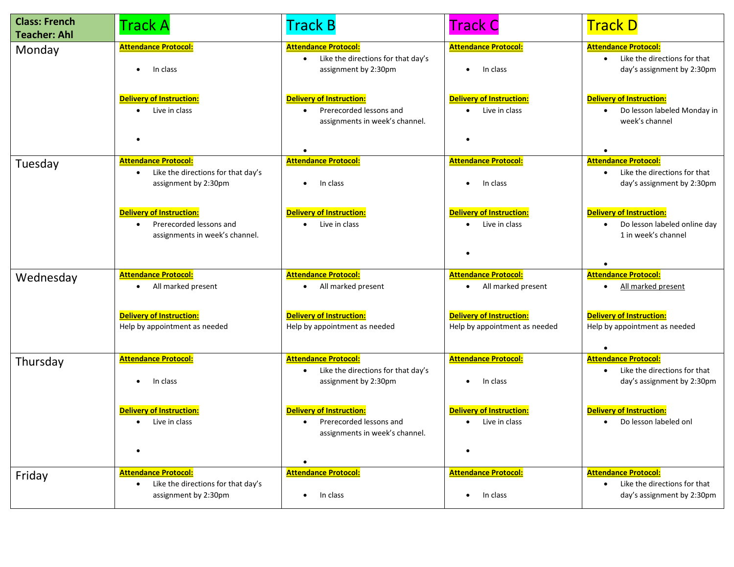| Class: French<br>Teacher: Ahl | Track A | Track B | Track C | Track D |
|---|---|---|---|---|
| Monday | **Attendance Protocol:**<br>• In class<br><br>**Delivery of Instruction:**<br>• Live in class<br>• | **Attendance Protocol:**<br>• Like the directions for that day's assignment by 2:30pm<br><br>**Delivery of Instruction:**<br>• Prerecorded lessons and assignments in week's channel.<br>• | **Attendance Protocol:**<br>• In class<br><br>**Delivery of Instruction:**<br>• Live in class<br>• | **Attendance Protocol:**<br>• Like the directions for that day's assignment by 2:30pm<br><br>**Delivery of Instruction:**<br>• Do lesson labeled Monday in week's channel<br>• |
| Tuesday | **Attendance Protocol:**<br>• Like the directions for that day's assignment by 2:30pm<br><br>**Delivery of Instruction:**<br>• Prerecorded lessons and assignments in week's channel. | **Attendance Protocol:**<br>• In class<br><br>**Delivery of Instruction:**<br>• Live in class | **Attendance Protocol:**<br>• In class<br><br>**Delivery of Instruction:**<br>• Live in class<br>• | **Attendance Protocol:**<br>• Like the directions for that day's assignment by 2:30pm<br><br>**Delivery of Instruction:**<br>• Do lesson labeled online day 1 in week's channel<br>• |
| Wednesday | **Attendance Protocol:**<br>• All marked present<br><br>**Delivery of Instruction:**<br>Help by appointment as needed | **Attendance Protocol:**<br>• All marked present<br><br>**Delivery of Instruction:**<br>Help by appointment as needed | **Attendance Protocol:**<br>• All marked present<br><br>**Delivery of Instruction:**<br>Help by appointment as needed | **Attendance Protocol:**<br>• All marked present<br><br>**Delivery of Instruction:**<br>Help by appointment as needed<br>• |
| Thursday | **Attendance Protocol:**<br>• In class<br><br>**Delivery of Instruction:**<br>• Live in class<br>• | **Attendance Protocol:**<br>• Like the directions for that day's assignment by 2:30pm<br><br>**Delivery of Instruction:**<br>• Prerecorded lessons and assignments in week's channel.<br>• | **Attendance Protocol:**<br>• In class<br><br>**Delivery of Instruction:**<br>• Live in class<br>• | **Attendance Protocol:**<br>• Like the directions for that day's assignment by 2:30pm<br><br>**Delivery of Instruction:**<br>• Do lesson labeled onl |
| Friday | **Attendance Protocol:**<br>• Like the directions for that day's assignment by 2:30pm | **Attendance Protocol:**<br>• In class | **Attendance Protocol:**<br>• In class | **Attendance Protocol:**<br>• Like the directions for that day's assignment by 2:30pm |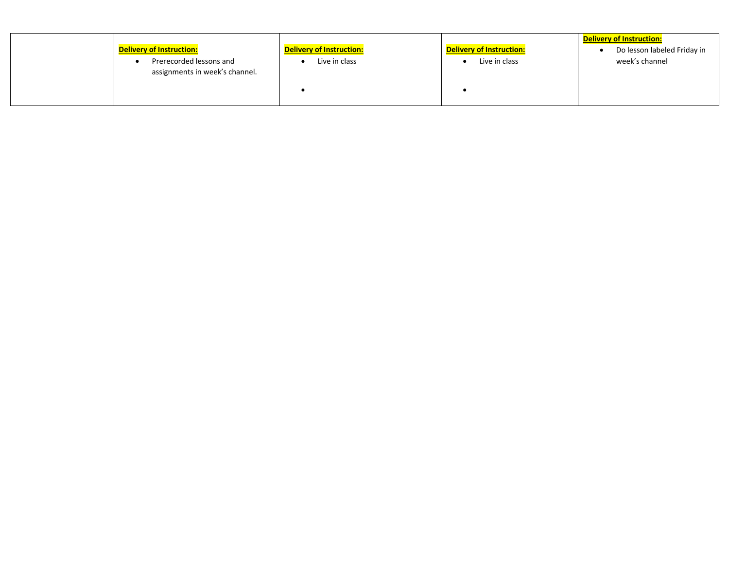| | | | | |
|---|---|---|---|---|
| | **Delivery of Instruction:**<br>• Prerecorded lessons and assignments in week's channel. | **Delivery of Instruction:**<br>• Live in class<br>• | **Delivery of Instruction:**<br>• Live in class<br>• | **Delivery of Instruction:**<br>• Do lesson labeled Friday in week's channel |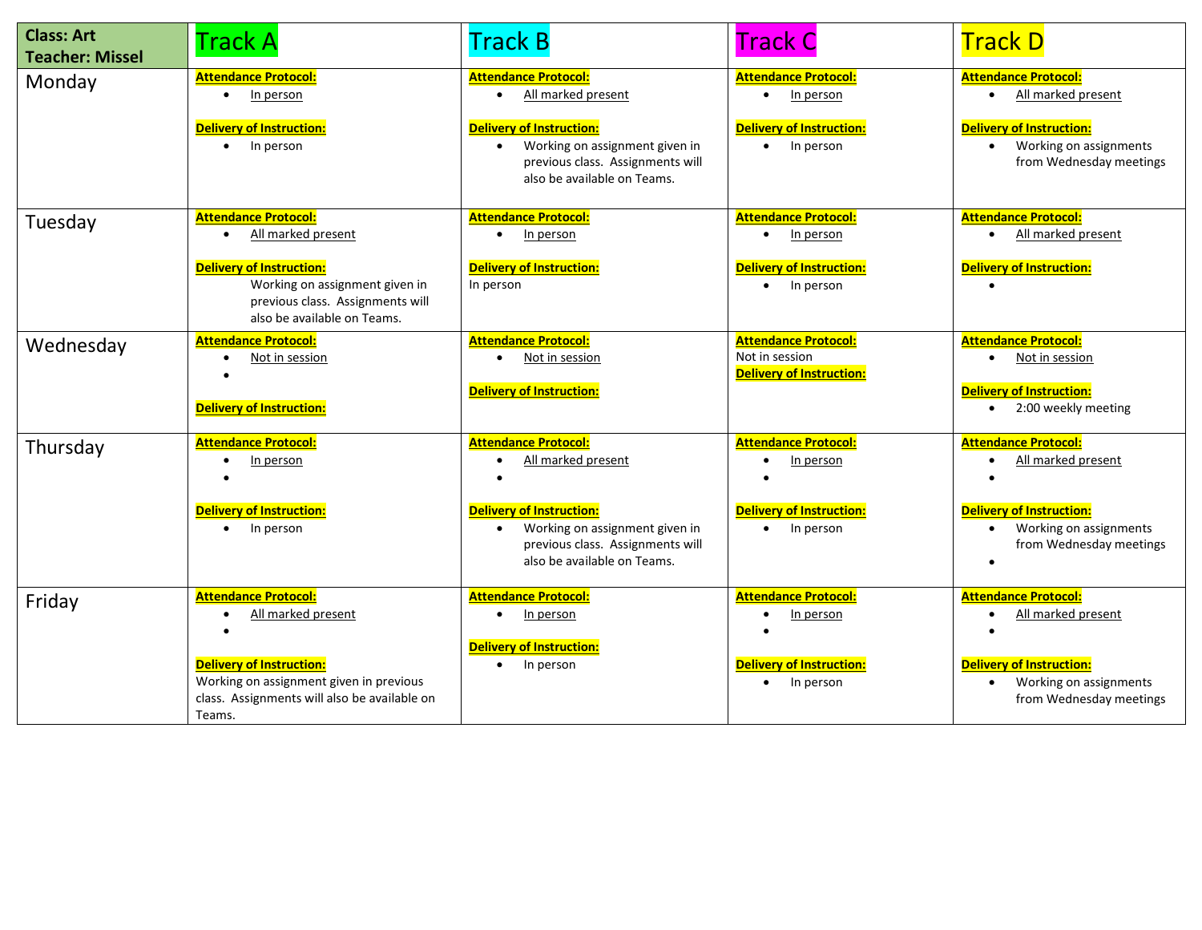| Class: Art<br>Teacher: Missel | Track A | Track B | Track C | Track D |
|---|---|---|---|---|
| Monday | **Attendance Protocol:**<br>• In person<br><br>**Delivery of Instruction:**<br>• In person | **Attendance Protocol:**<br>• All marked present<br><br>**Delivery of Instruction:**<br>• Working on assignment given in previous class. Assignments will also be available on Teams. | **Attendance Protocol:**<br>• In person<br><br>**Delivery of Instruction:**<br>• In person | **Attendance Protocol:**<br>• All marked present<br><br>**Delivery of Instruction:**<br>• Working on assignments from Wednesday meetings |
| Tuesday | **Attendance Protocol:**<br>• All marked present<br><br>**Delivery of Instruction:**<br>Working on assignment given in previous class. Assignments will also be available on Teams. | **Attendance Protocol:**<br>• In person<br><br>**Delivery of Instruction:**<br>In person | **Attendance Protocol:**<br>• In person<br><br>**Delivery of Instruction:**<br>• In person | **Attendance Protocol:**<br>• All marked present<br><br>**Delivery of Instruction:**<br>• |
| Wednesday | **Attendance Protocol:**<br>• Not in session<br>•<br><br>**Delivery of Instruction:** | **Attendance Protocol:**<br>• Not in session<br><br>**Delivery of Instruction:** | **Attendance Protocol:**<br>Not in session<br>**Delivery of Instruction:** | **Attendance Protocol:**<br>• Not in session<br><br>**Delivery of Instruction:**<br>• 2:00 weekly meeting |
| Thursday | **Attendance Protocol:**<br>• In person<br>•<br><br>**Delivery of Instruction:**<br>• In person | **Attendance Protocol:**<br>• All marked present<br>•<br><br>**Delivery of Instruction:**<br>• Working on assignment given in previous class. Assignments will also be available on Teams. | **Attendance Protocol:**<br>• In person<br>•<br><br>**Delivery of Instruction:**<br>• In person | **Attendance Protocol:**<br>• All marked present<br>•<br><br>**Delivery of Instruction:**<br>• Working on assignments from Wednesday meetings<br>• |
| Friday | **Attendance Protocol:**<br>• All marked present<br>•<br><br>**Delivery of Instruction:**<br>Working on assignment given in previous class. Assignments will also be available on Teams. | **Attendance Protocol:**<br>• In person<br><br>**Delivery of Instruction:**<br>• In person | **Attendance Protocol:**<br>• In person<br>•<br><br>**Delivery of Instruction:**<br>• In person | **Attendance Protocol:**<br>• All marked present<br>•<br><br>**Delivery of Instruction:**<br>• Working on assignments from Wednesday meetings |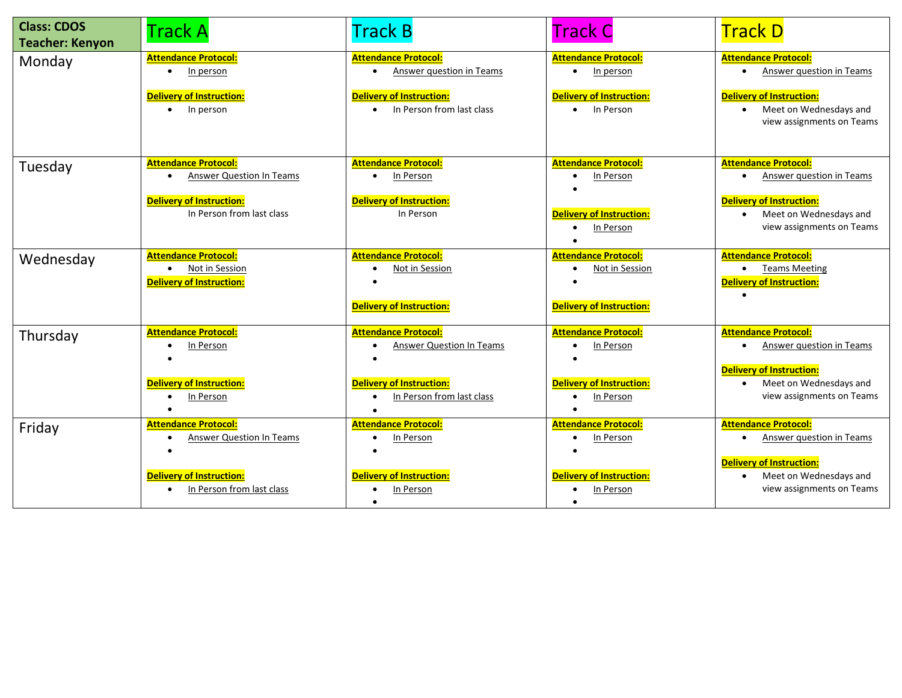| Class: CDOS<br>Teacher: Kenyon | Track A | Track B | Track C | Track D |
| --- | --- | --- | --- | --- |
| Monday | **Attendance Protocol:**<br>• In person<br>**Delivery of Instruction:**<br>• In person | **Attendance Protocol:**<br>• Answer question in Teams<br>**Delivery of Instruction:**<br>• In Person from last class | **Attendance Protocol:**<br>• In person<br>**Delivery of Instruction:**<br>• In Person | **Attendance Protocol:**<br>• Answer question in Teams<br>**Delivery of Instruction:**<br>• Meet on Wednesdays and view assignments on Teams |
| Tuesday | **Attendance Protocol:**<br>• Answer Question In Teams<br>**Delivery of Instruction:**<br>In Person from last class | **Attendance Protocol:**<br>• In Person<br>**Delivery of Instruction:**<br>In Person | **Attendance Protocol:**<br>• In Person<br>**Delivery of Instruction:**<br>• In Person | **Attendance Protocol:**<br>• Answer question in Teams<br>**Delivery of Instruction:**<br>• Meet on Wednesdays and view assignments on Teams |
| Wednesday | **Attendance Protocol:**<br>• Not in Session<br>**Delivery of Instruction:** | **Attendance Protocol:**<br>• Not in Session<br>**Delivery of Instruction:** | **Attendance Protocol:**<br>• Not in Session<br>**Delivery of Instruction:** | **Attendance Protocol:**<br>• Teams Meeting<br>**Delivery of Instruction:** |
| Thursday | **Attendance Protocol:**<br>• In Person<br>**Delivery of Instruction:**<br>• In Person | **Attendance Protocol:**<br>• Answer Question In Teams<br>**Delivery of Instruction:**<br>• In Person from last class | **Attendance Protocol:**<br>• In Person<br>**Delivery of Instruction:**<br>• In Person | **Attendance Protocol:**<br>• Answer question in Teams<br>**Delivery of Instruction:**<br>• Meet on Wednesdays and view assignments on Teams |
| Friday | **Attendance Protocol:**<br>• Answer Question In Teams<br>**Delivery of Instruction:**<br>• In Person from last class | **Attendance Protocol:**<br>• In Person<br>**Delivery of Instruction:**<br>• In Person | **Attendance Protocol:**<br>• In Person<br>**Delivery of Instruction:**<br>• In Person | **Attendance Protocol:**<br>• Answer question in Teams<br>**Delivery of Instruction:**<br>• Meet on Wednesdays and view assignments on Teams |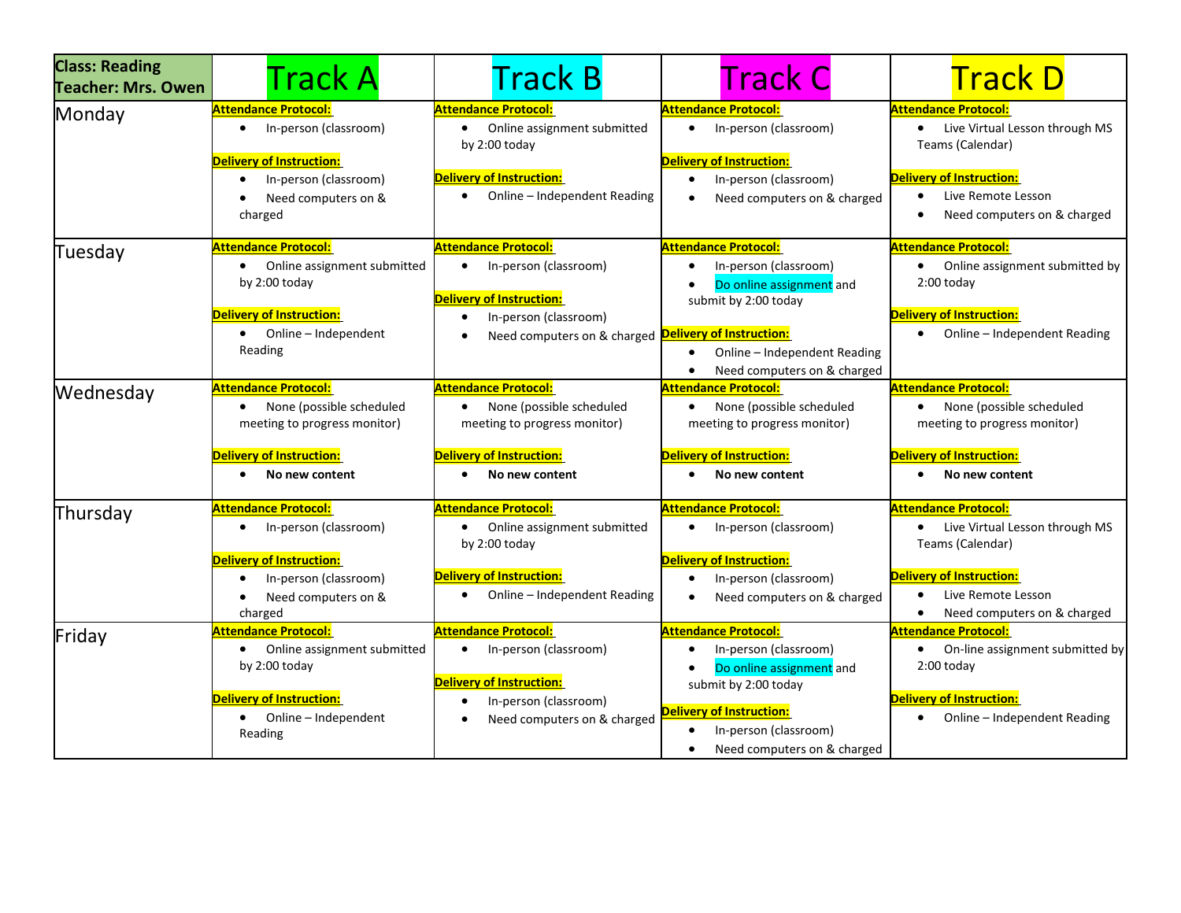| Class: Reading<br>Teacher: Mrs. Owen | Track A | Track B | Track C | Track D |
|---|---|---|---|---|
| Monday | **Attendance Protocol:**<br>• In-person (classroom)<br><br>**Delivery of Instruction:**<br>• In-person (classroom)<br>• Need computers on & charged | **Attendance Protocol:**<br>• Online assignment submitted by 2:00 today<br><br>**Delivery of Instruction:**<br>• Online – Independent Reading | **Attendance Protocol:**<br>• In-person (classroom)<br><br>**Delivery of Instruction:**<br>• In-person (classroom)<br>• Need computers on & charged | **Attendance Protocol:**<br>• Live Virtual Lesson through MS Teams (Calendar)<br><br>**Delivery of Instruction:**<br>• Live Remote Lesson<br>• Need computers on & charged |
| Tuesday | **Attendance Protocol:**<br>• Online assignment submitted by 2:00 today<br><br>**Delivery of Instruction:**<br>• Online – Independent Reading | **Attendance Protocol:**<br>• In-person (classroom)<br><br>**Delivery of Instruction:**<br>• In-person (classroom)<br>• Need computers on & charged | **Attendance Protocol:**<br>• In-person (classroom)<br>• Do online assignment and submit by 2:00 today<br><br>**Delivery of Instruction:**<br>• Online – Independent Reading<br>• Need computers on & charged | **Attendance Protocol:**<br>• Online assignment submitted by 2:00 today<br><br>**Delivery of Instruction:**<br>• Online – Independent Reading |
| Wednesday | **Attendance Protocol:**<br>• None (possible scheduled meeting to progress monitor)<br><br>**Delivery of Instruction:**<br>• **No new content** | **Attendance Protocol:**<br>• None (possible scheduled meeting to progress monitor)<br><br>**Delivery of Instruction:**<br>• **No new content** | **Attendance Protocol:**<br>• None (possible scheduled meeting to progress monitor)<br><br>**Delivery of Instruction:**<br>• **No new content** | **Attendance Protocol:**<br>• None (possible scheduled meeting to progress monitor)<br><br>**Delivery of Instruction:**<br>• **No new content** |
| Thursday | **Attendance Protocol:**<br>• In-person (classroom)<br><br>**Delivery of Instruction:**<br>• In-person (classroom)<br>• Need computers on & charged | **Attendance Protocol:**<br>• Online assignment submitted by 2:00 today<br><br>**Delivery of Instruction:**<br>• Online – Independent Reading | **Attendance Protocol:**<br>• In-person (classroom)<br><br>**Delivery of Instruction:**<br>• In-person (classroom)<br>• Need computers on & charged | **Attendance Protocol:**<br>• Live Virtual Lesson through MS Teams (Calendar)<br><br>**Delivery of Instruction:**<br>• Live Remote Lesson<br>• Need computers on & charged |
| Friday | **Attendance Protocol:**<br>• Online assignment submitted by 2:00 today<br><br>**Delivery of Instruction:**<br>• Online – Independent Reading | **Attendance Protocol:**<br>• In-person (classroom)<br><br>**Delivery of Instruction:**<br>• In-person (classroom)<br>• Need computers on & charged | **Attendance Protocol:**<br>• In-person (classroom)<br>• Do online assignment and submit by 2:00 today<br><br>**Delivery of Instruction:**<br>• In-person (classroom)<br>• Need computers on & charged | **Attendance Protocol:**<br>• On-line assignment submitted by 2:00 today<br><br>**Delivery of Instruction:**<br>• Online – Independent Reading |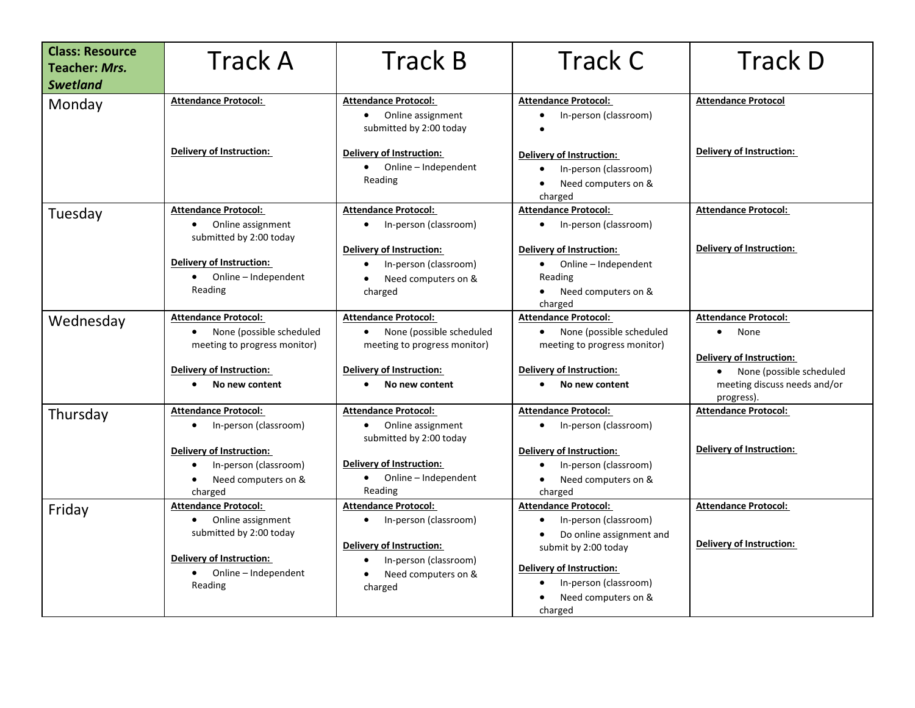| **Class: Resource Teacher: *Mrs. Swetland*** | Track A | Track B | Track C | Track D |
|---|---|---|---|---|
| Monday | **Attendance Protocol:**<br><br>**Delivery of Instruction:** | **Attendance Protocol:**<br>• Online assignment submitted by 2:00 today<br><br>**Delivery of Instruction:**<br>• Online – Independent Reading | **Attendance Protocol:**<br>• In-person (classroom)<br>•<br><br>**Delivery of Instruction:**<br>• In-person (classroom)<br>• Need computers on & charged | **Attendance Protocol**<br><br>**Delivery of Instruction:** |
| Tuesday | **Attendance Protocol:**<br>• Online assignment submitted by 2:00 today<br><br>**Delivery of Instruction:**<br>• Online – Independent Reading | **Attendance Protocol:**<br>• In-person (classroom)<br><br>**Delivery of Instruction:**<br>• In-person (classroom)<br>• Need computers on & charged | **Attendance Protocol:**<br>• In-person (classroom)<br><br>**Delivery of Instruction:**<br>• Online – Independent Reading<br>• Need computers on & charged | **Attendance Protocol:**<br><br>**Delivery of Instruction:** |
| Wednesday | **Attendance Protocol:**<br>• None (possible scheduled meeting to progress monitor)<br><br>**Delivery of Instruction:**<br>• **No new content** | **Attendance Protocol:**<br>• None (possible scheduled meeting to progress monitor)<br><br>**Delivery of Instruction:**<br>• **No new content** | **Attendance Protocol:**<br>• None (possible scheduled meeting to progress monitor)<br><br>**Delivery of Instruction:**<br>• **No new content** | **Attendance Protocol:**<br>• None<br><br>**Delivery of Instruction:**<br>• None (possible scheduled meeting discuss needs and/or progress). |
| Thursday | **Attendance Protocol:**<br>• In-person (classroom)<br><br>**Delivery of Instruction:**<br>• In-person (classroom)<br>• Need computers on & charged | **Attendance Protocol:**<br>• Online assignment submitted by 2:00 today<br><br>**Delivery of Instruction:**<br>• Online – Independent Reading | **Attendance Protocol:**<br>• In-person (classroom)<br><br>**Delivery of Instruction:**<br>• In-person (classroom)<br>• Need computers on & charged | **Attendance Protocol:**<br><br>**Delivery of Instruction:** |
| Friday | **Attendance Protocol:**<br>• Online assignment submitted by 2:00 today<br><br>**Delivery of Instruction:**<br>• Online – Independent Reading | **Attendance Protocol:**<br>• In-person (classroom)<br><br>**Delivery of Instruction:**<br>• In-person (classroom)<br>• Need computers on & charged | **Attendance Protocol:**<br>• In-person (classroom)<br>• Do online assignment and submit by 2:00 today<br><br>**Delivery of Instruction:**<br>• In-person (classroom)<br>• Need computers on & charged | **Attendance Protocol:**<br><br>**Delivery of Instruction:** |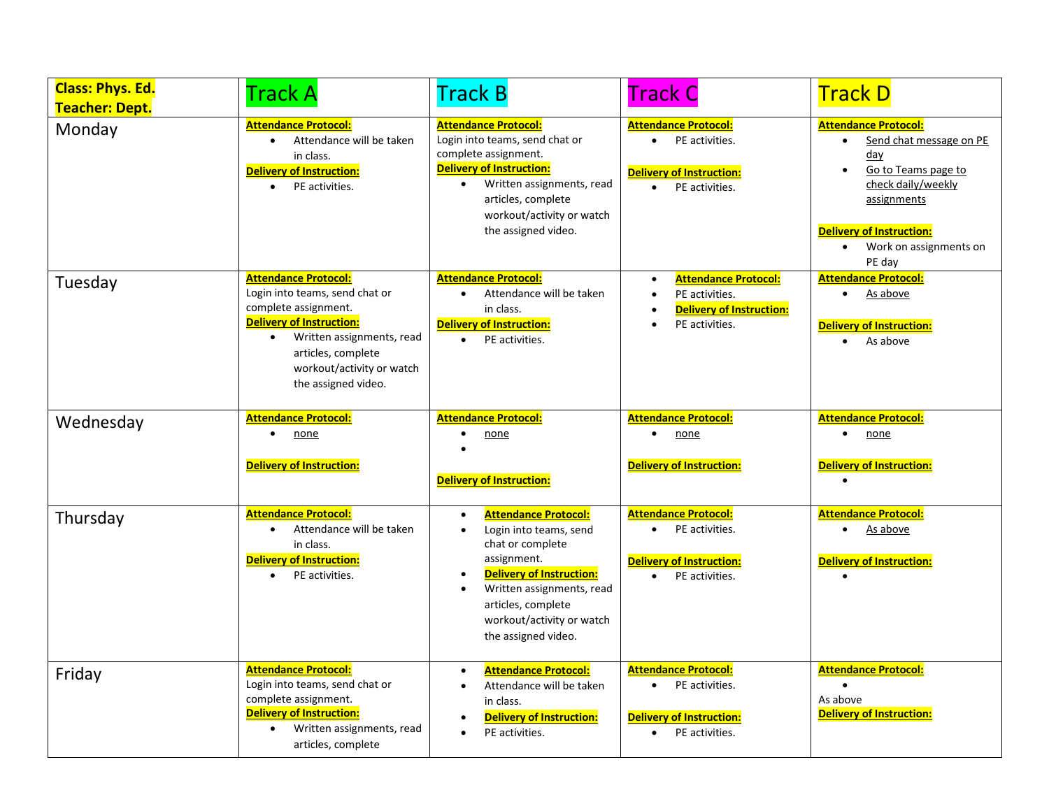| Class: Phys. Ed.<br>Teacher: Dept. | Track A | Track B | Track C | Track D |
|---|---|---|---|---|
| Monday | **Attendance Protocol:**<br>• Attendance will be taken in class.<br>**Delivery of Instruction:**<br>• PE activities. | **Attendance Protocol:**<br>Login into teams, send chat or complete assignment.<br>**Delivery of Instruction:**<br>• Written assignments, read articles, complete workout/activity or watch the assigned video. | **Attendance Protocol:**<br>• PE activities.<br>**Delivery of Instruction:**<br>• PE activities. | **Attendance Protocol:**<br>• Send chat message on PE day<br>• Go to Teams page to check daily/weekly assignments<br>**Delivery of Instruction:**<br>• Work on assignments on PE day |
| Tuesday | **Attendance Protocol:**<br>Login into teams, send chat or complete assignment.<br>**Delivery of Instruction:**<br>• Written assignments, read articles, complete workout/activity or watch the assigned video. | **Attendance Protocol:**<br>• Attendance will be taken in class.<br>**Delivery of Instruction:**<br>• PE activities. | • **Attendance Protocol:**<br>• PE activities.<br>• **Delivery of Instruction:**<br>• PE activities. | **Attendance Protocol:**<br>• As above<br>**Delivery of Instruction:**<br>• As above |
| Wednesday | **Attendance Protocol:**<br>• none<br>**Delivery of Instruction:** | **Attendance Protocol:**<br>• none<br>•<br>**Delivery of Instruction:** | **Attendance Protocol:**<br>• none<br>**Delivery of Instruction:** | **Attendance Protocol:**<br>• none<br>**Delivery of Instruction:**<br>• |
| Thursday | **Attendance Protocol:**<br>• Attendance will be taken in class.<br>**Delivery of Instruction:**<br>• PE activities. | • **Attendance Protocol:**<br>• Login into teams, send chat or complete assignment.<br>• **Delivery of Instruction:**<br>• Written assignments, read articles, complete workout/activity or watch the assigned video. | **Attendance Protocol:**<br>• PE activities.<br>**Delivery of Instruction:**<br>• PE activities. | **Attendance Protocol:**<br>• As above<br>**Delivery of Instruction:**<br>• |
| Friday | **Attendance Protocol:**<br>Login into teams, send chat or complete assignment.<br>**Delivery of Instruction:**<br>• Written assignments, read articles, complete | • **Attendance Protocol:**<br>• Attendance will be taken in class.<br>• **Delivery of Instruction:**<br>• PE activities. | **Attendance Protocol:**<br>• PE activities.<br>**Delivery of Instruction:**<br>• PE activities. | **Attendance Protocol:**<br>•<br>As above<br>**Delivery of Instruction:** |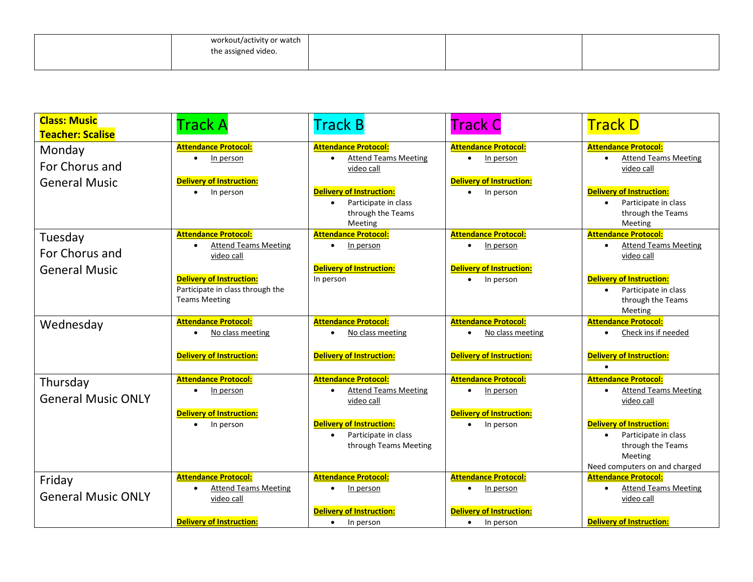| | | | | |
|---|---|---|---|---|
| | workout/activity or watch the assigned video. | | | |

| **Class: Music** **Teacher: Scalise** | Track A | Track B | Track C | Track D |
|---|---|---|---|---|
| Monday For Chorus and General Music | **Attendance Protocol:** • In person **Delivery of Instruction:** • In person | **Attendance Protocol:** • Attend Teams Meeting video call **Delivery of Instruction:** • Participate in class through the Teams Meeting | **Attendance Protocol:** • In person **Delivery of Instruction:** • In person | **Attendance Protocol:** • Attend Teams Meeting video call **Delivery of Instruction:** • Participate in class through the Teams Meeting |
| Tuesday For Chorus and General Music | **Attendance Protocol:** • Attend Teams Meeting video call **Delivery of Instruction:** Participate in class through the Teams Meeting | **Attendance Protocol:** • In person **Delivery of Instruction:** In person | **Attendance Protocol:** • In person **Delivery of Instruction:** • In person | **Attendance Protocol:** • Attend Teams Meeting video call **Delivery of Instruction:** • Participate in class through the Teams Meeting |
| Wednesday | **Attendance Protocol:** • No class meeting **Delivery of Instruction:** | **Attendance Protocol:** • No class meeting **Delivery of Instruction:** | **Attendance Protocol:** • No class meeting **Delivery of Instruction:** | **Attendance Protocol:** • Check ins if needed **Delivery of Instruction:** • |
| Thursday General Music ONLY | **Attendance Protocol:** • In person **Delivery of Instruction:** • In person | **Attendance Protocol:** • Attend Teams Meeting video call **Delivery of Instruction:** • Participate in class through Teams Meeting | **Attendance Protocol:** • In person **Delivery of Instruction:** • In person | **Attendance Protocol:** • Attend Teams Meeting video call **Delivery of Instruction:** • Participate in class through the Teams Meeting Need computers on and charged |
| Friday General Music ONLY | **Attendance Protocol:** • Attend Teams Meeting video call **Delivery of Instruction:** | **Attendance Protocol:** • In person **Delivery of Instruction:** • In person | **Attendance Protocol:** • In person **Delivery of Instruction:** • In person | **Attendance Protocol:** • Attend Teams Meeting video call **Delivery of Instruction:** |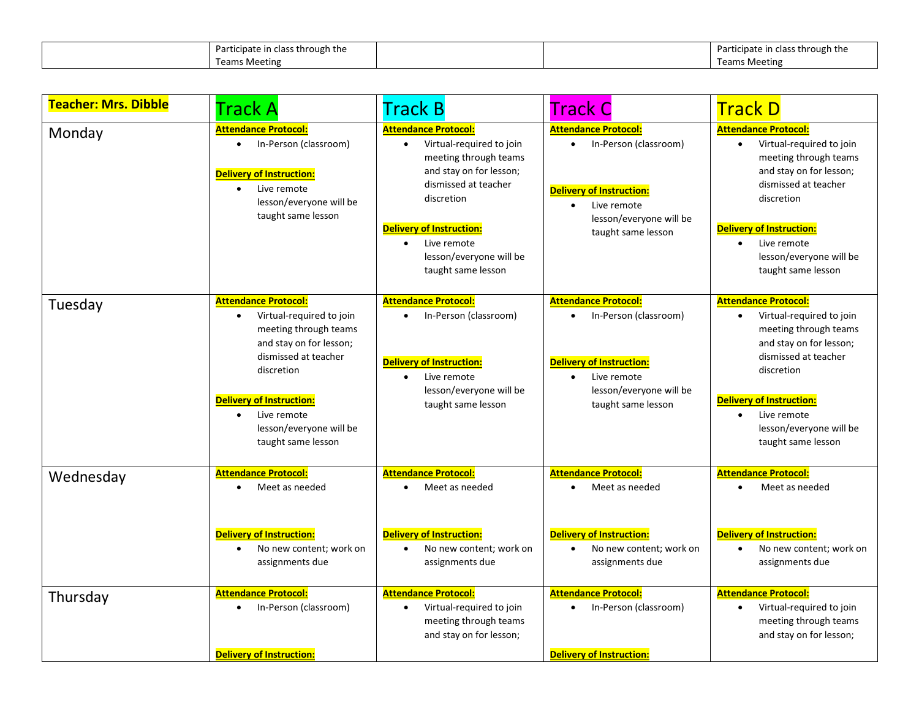| | Participate in class through the Teams Meeting | | | Participate in class through the Teams Meeting |
|---|---|---|---|---|

| **Teacher: Mrs. Dibble** | Track A | Track B | Track C | Track D |
|---|---|---|---|---|
| Monday | **Attendance Protocol:** <br>• In-Person (classroom)<br><br>**Delivery of Instruction:** <br>• Live remote lesson/everyone will be taught same lesson | **Attendance Protocol:** <br>• Virtual-required to join meeting through teams and stay on for lesson; dismissed at teacher discretion<br><br>**Delivery of Instruction:** <br>• Live remote lesson/everyone will be taught same lesson | **Attendance Protocol:** <br>• In-Person (classroom)<br><br>**Delivery of Instruction:** <br>• Live remote lesson/everyone will be taught same lesson | **Attendance Protocol:** <br>• Virtual-required to join meeting through teams and stay on for lesson; dismissed at teacher discretion<br><br>**Delivery of Instruction:** <br>• Live remote lesson/everyone will be taught same lesson |
| Tuesday | **Attendance Protocol:** <br>• Virtual-required to join meeting through teams and stay on for lesson; dismissed at teacher discretion<br><br>**Delivery of Instruction:** <br>• Live remote lesson/everyone will be taught same lesson | **Attendance Protocol:** <br>• In-Person (classroom)<br><br>**Delivery of Instruction:** <br>• Live remote lesson/everyone will be taught same lesson | **Attendance Protocol:** <br>• In-Person (classroom)<br><br>**Delivery of Instruction:** <br>• Live remote lesson/everyone will be taught same lesson | **Attendance Protocol:** <br>• Virtual-required to join meeting through teams and stay on for lesson; dismissed at teacher discretion<br><br>**Delivery of Instruction:** <br>• Live remote lesson/everyone will be taught same lesson |
| Wednesday | **Attendance Protocol:** <br>• Meet as needed<br><br>**Delivery of Instruction:** <br>• No new content; work on assignments due | **Attendance Protocol:** <br>• Meet as needed<br><br>**Delivery of Instruction:** <br>• No new content; work on assignments due | **Attendance Protocol:** <br>• Meet as needed<br><br>**Delivery of Instruction:** <br>• No new content; work on assignments due | **Attendance Protocol:** <br>• Meet as needed<br><br>**Delivery of Instruction:** <br>• No new content; work on assignments due |
| Thursday | **Attendance Protocol:** <br>• In-Person (classroom)<br><br>**Delivery of Instruction:** | **Attendance Protocol:** <br>• Virtual-required to join meeting through teams and stay on for lesson; | **Attendance Protocol:** <br>• In-Person (classroom)<br><br>**Delivery of Instruction:** | **Attendance Protocol:** <br>• Virtual-required to join meeting through teams and stay on for lesson; |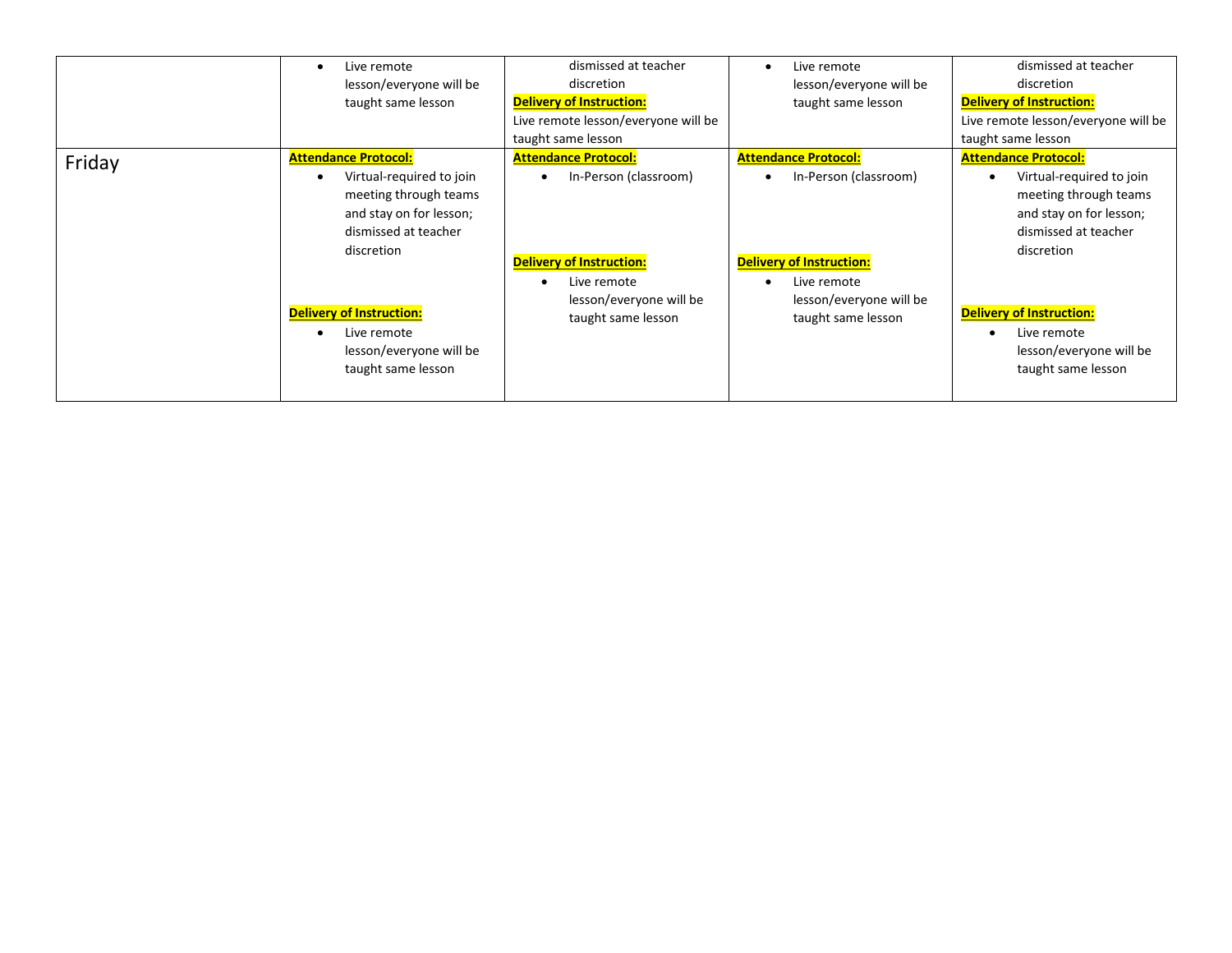| | | | | |
|---|---|---|---|---|
| | • Live remote lesson/everyone will be taught same lesson | dismissed at teacher discretion<br>**Delivery of Instruction:**<br>Live remote lesson/everyone will be taught same lesson | • Live remote lesson/everyone will be taught same lesson | dismissed at teacher discretion<br>**Delivery of Instruction:**<br>Live remote lesson/everyone will be taught same lesson |
| Friday | **Attendance Protocol:**<br>• Virtual-required to join meeting through teams and stay on for lesson; dismissed at teacher discretion<br>**Delivery of Instruction:**<br>• Live remote lesson/everyone will be taught same lesson | **Attendance Protocol:**<br>• In-Person (classroom)<br>**Delivery of Instruction:**<br>• Live remote lesson/everyone will be taught same lesson | **Attendance Protocol:**<br>• In-Person (classroom)<br>**Delivery of Instruction:**<br>• Live remote lesson/everyone will be taught same lesson | **Attendance Protocol:**<br>• Virtual-required to join meeting through teams and stay on for lesson; dismissed at teacher discretion<br>**Delivery of Instruction:**<br>• Live remote lesson/everyone will be taught same lesson |